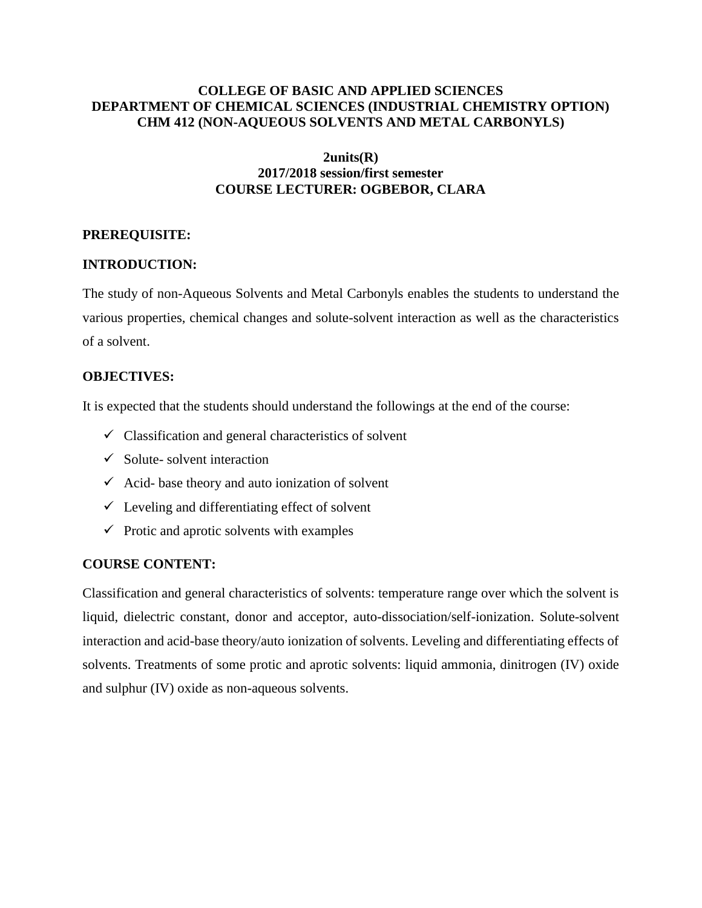**COLLEGE OF BASIC AND APPLIED SCIENCES**
**DEPARTMENT OF CHEMICAL SCIENCES (INDUSTRIAL CHEMISTRY OPTION)**
**CHM 412 (NON-AQUEOUS SOLVENTS AND METAL CARBONYLS)**

**2units(R)**
**2017/2018 session/first semester**
**COURSE LECTURER: OGBEBOR, CLARA**

**PREREQUISITE:**

**INTRODUCTION:**

The study of non-Aqueous Solvents and Metal Carbonyls enables the students to understand the various properties, chemical changes and solute-solvent interaction as well as the characteristics of a solvent.

**OBJECTIVES:**

It is expected that the students should understand the followings at the end of the course:

- ✓ Classification and general characteristics of solvent
- ✓ Solute- solvent interaction
- ✓ Acid- base theory and auto ionization of solvent
- ✓ Leveling and differentiating effect of solvent
- ✓ Protic and aprotic solvents with examples

**COURSE CONTENT:**

Classification and general characteristics of solvents: temperature range over which the solvent is liquid, dielectric constant, donor and acceptor, auto-dissociation/self-ionization. Solute-solvent interaction and acid-base theory/auto ionization of solvents. Leveling and differentiating effects of solvents. Treatments of some protic and aprotic solvents: liquid ammonia, dinitrogen (IV) oxide and sulphur (IV) oxide as non-aqueous solvents.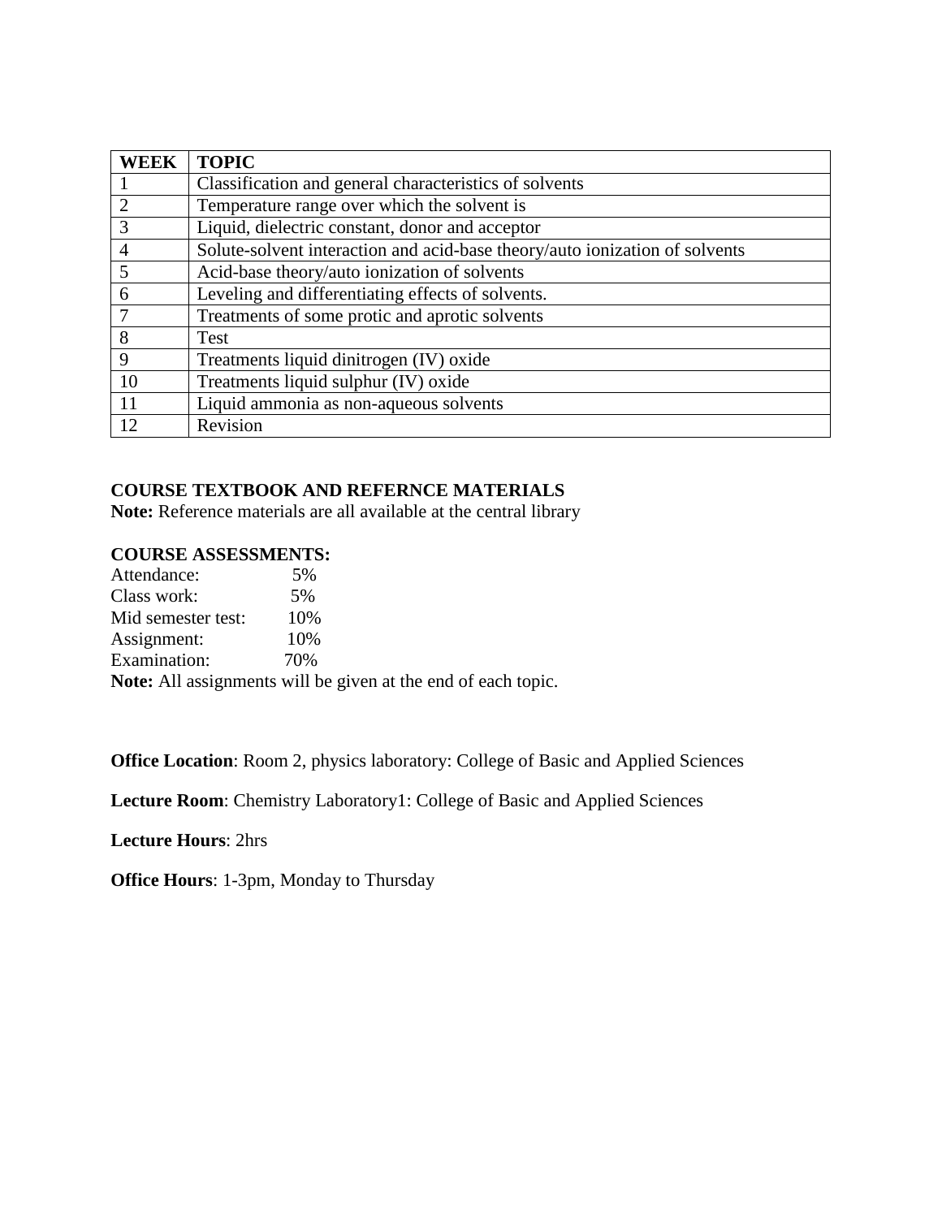| WEEK | TOPIC |
| --- | --- |
| 1 | Classification and general characteristics of solvents |
| 2 | Temperature range over which the solvent is |
| 3 | Liquid, dielectric constant, donor and acceptor |
| 4 | Solute-solvent interaction and acid-base theory/auto ionization of solvents |
| 5 | Acid-base theory/auto ionization of solvents |
| 6 | Leveling and differentiating effects of solvents. |
| 7 | Treatments of some protic and aprotic solvents |
| 8 | Test |
| 9 | Treatments liquid dinitrogen (IV) oxide |
| 10 | Treatments liquid sulphur (IV) oxide |
| 11 | Liquid ammonia as non-aqueous solvents |
| 12 | Revision |

**COURSE TEXTBOOK AND REFERNCE MATERIALS**

**Note:** Reference materials are all available at the central library

**COURSE ASSESSMENTS:**

Attendance: 5%

Class work: 5%

Mid semester test: 10%

Assignment: 10%

Examination: 70%

**Note:** All assignments will be given at the end of each topic.

**Office Location**: Room 2, physics laboratory: College of Basic and Applied Sciences

**Lecture Room**: Chemistry Laboratory1: College of Basic and Applied Sciences

**Lecture Hours**: 2hrs

**Office Hours**: 1-3pm, Monday to Thursday